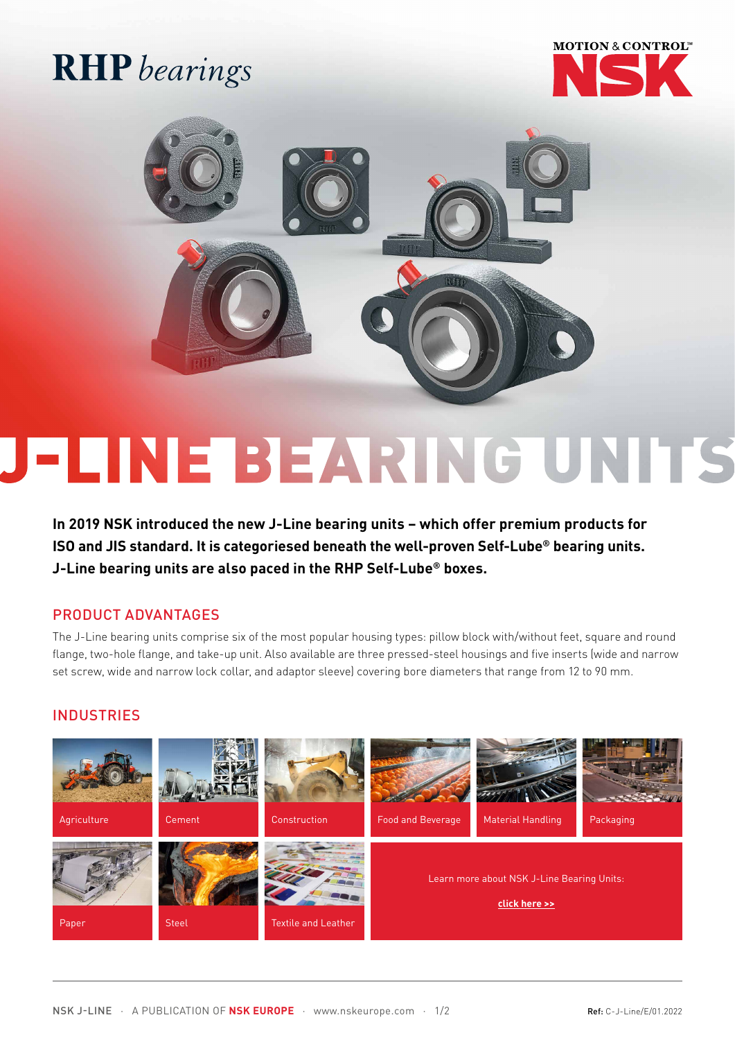RHP *bearings*

MOTION & CONTROL™ NSK

# J-LINE BEARING UNITS

**In 2019 NSK introduced the new J-Line bearing units – which offer premium products for ISO and JIS standard. It is categoriesed beneath the well-proven Self-Lube® bearing units. J-Line bearing units are also paced in the RHP Self-Lube® boxes.**

## PRODUCT ADVANTAGES

The J-Line bearing units comprise six of the most popular housing types: pillow block with/without feet, square and round flange, two-hole flange, and take-up unit. Also available are three pressed-steel housings and five inserts (wide and narrow set screw, wide and narrow lock collar, and adaptor sleeve) covering bore diameters that range from 12 to 90 mm.

## INDUSTRIES

- Agriculture
- Cement
- Construction
- Food and Beverage
- Material Handling
- Packaging
- Paper
- Steel
- Textile and Leather

Learn more about NSK J-Line Bearing Units:

**click here >>**

NSK J-LINE · A PUBLICATION OF **NSK EUROPE** · www.nskeurope.com

**Ref:** C-J-Line/E/01.2022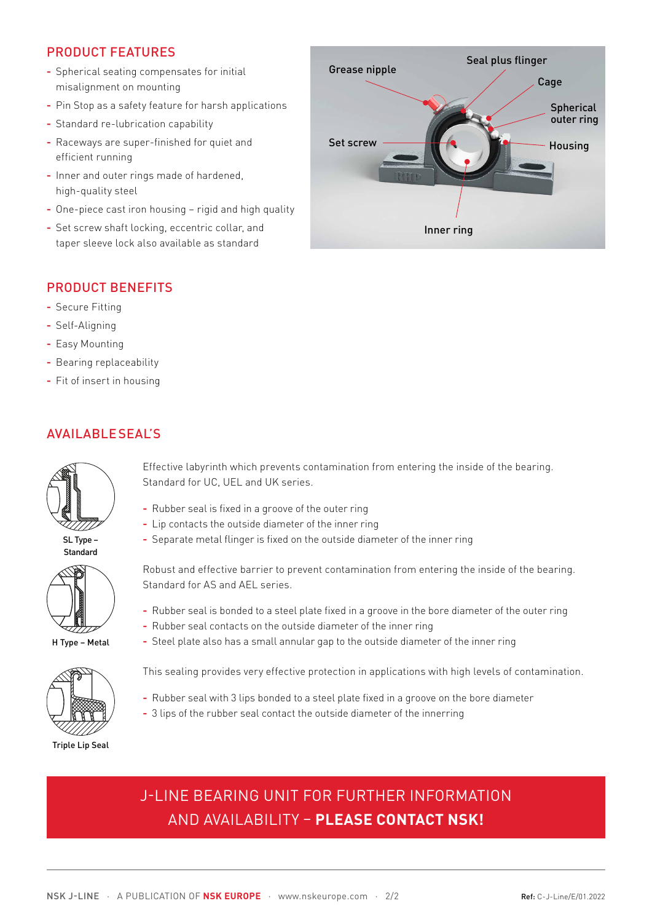## PRODUCT FEATURES

- Spherical seating compensates for initial misalignment on mounting
- Pin Stop as a safety feature for harsh applications
- Standard re-lubrication capability
- Raceways are super-finished for quiet and efficient running
- Inner and outer rings made of hardened, high-quality steel
- One-piece cast iron housing – rigid and high quality
- Set screw shaft locking, eccentric collar, and taper sleeve lock also available as standard

Grease nipple
Seal plus flinger
Cage
Spherical outer ring
Set screw
Housing
Inner ring

## PRODUCT BENEFITS

- Secure Fitting
- Self-Aligning
- Easy Mounting
- Bearing replaceability
- Fit of insert in housing

## AVAILABLE SEAL'S

**SL Type – Standard**

Effective labyrinth which prevents contamination from entering the inside of the bearing. Standard for UC, UEL and UK series.

- Rubber seal is fixed in a groove of the outer ring
- Lip contacts the outside diameter of the inner ring
- Separate metal flinger is fixed on the outside diameter of the inner ring

**H Type – Metal**

Robust and effective barrier to prevent contamination from entering the inside of the bearing. Standard for AS and AEL series.

- Rubber seal is bonded to a steel plate fixed in a groove in the bore diameter of the outer ring
- Rubber seal contacts on the outside diameter of the inner ring
- Steel plate also has a small annular gap to the outside diameter of the inner ring

**Triple Lip Seal**

This sealing provides very effective protection in applications with high levels of contamination.

- Rubber seal with 3 lips bonded to a steel plate fixed in a groove on the bore diameter
- 3 lips of the rubber seal contact the outside diameter of the innerring

J-LINE BEARING UNIT FOR FURTHER INFORMATION AND AVAILABILITY – **PLEASE CONTACT NSK!**

NSK J-LINE · A PUBLICATION OF **NSK EUROPE** · www.nskeurope.com

**Ref:** C-J-Line/E/01.2022